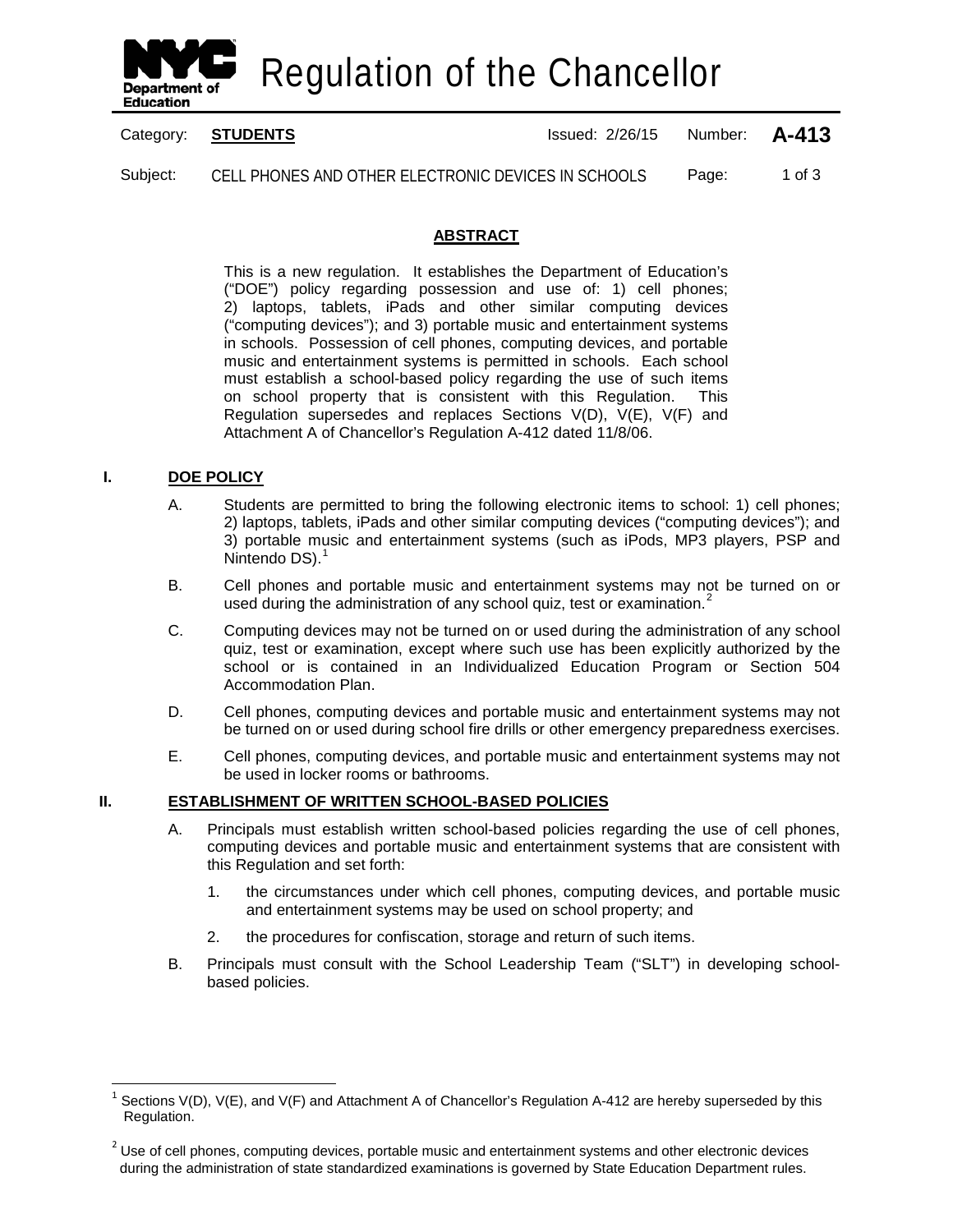# Regulation of the Chancellor

Category: **STUDENTS** Issued: 2/26/15 Number: **A-413**

Subject: CELL PHONES AND OTHER ELECTRONIC DEVICES IN SCHOOLS

## ABSTRACT

This is a new regulation. It establishes the Department of Education's ("DOE") policy regarding possession and use of: 1) cell phones; 2) laptops, tablets, iPads and other similar computing devices ("computing devices"); and 3) portable music and entertainment systems in schools. Possession of cell phones, computing devices, and portable music and entertainment systems is permitted in schools. Each school must establish a school-based policy regarding the use of such items on school property that is consistent with this Regulation. This Regulation supersedes and replaces Sections V(D), V(E), V(F) and Attachment A of Chancellor's Regulation A-412 dated 11/8/06.

## I. DOE POLICY

A. Students are permitted to bring the following electronic items to school: 1) cell phones; 2) laptops, tablets, iPads and other similar computing devices ("computing devices"); and 3) portable music and entertainment systems (such as iPods, MP3 players, PSP and Nintendo DS).[1]

B. Cell phones and portable music and entertainment systems may not be turned on or used during the administration of any school quiz, test or examination.[2]

C. Computing devices may not be turned on or used during the administration of any school quiz, test or examination, except where such use has been explicitly authorized by the school or is contained in an Individualized Education Program or Section 504 Accommodation Plan.

D. Cell phones, computing devices and portable music and entertainment systems may not be turned on or used during school fire drills or other emergency preparedness exercises.

E. Cell phones, computing devices, and portable music and entertainment systems may not be used in locker rooms or bathrooms.

## II. ESTABLISHMENT OF WRITTEN SCHOOL-BASED POLICIES

A. Principals must establish written school-based policies regarding the use of cell phones, computing devices and portable music and entertainment systems that are consistent with this Regulation and set forth:

1. the circumstances under which cell phones, computing devices, and portable music and entertainment systems may be used on school property; and

2. the procedures for confiscation, storage and return of such items.

B. Principals must consult with the School Leadership Team ("SLT") in developing school-based policies.

---

[1] Sections V(D), V(E), and V(F) and Attachment A of Chancellor's Regulation A-412 are hereby superseded by this Regulation.

[2] Use of cell phones, computing devices, portable music and entertainment systems and other electronic devices during the administration of state standardized examinations is governed by State Education Department rules.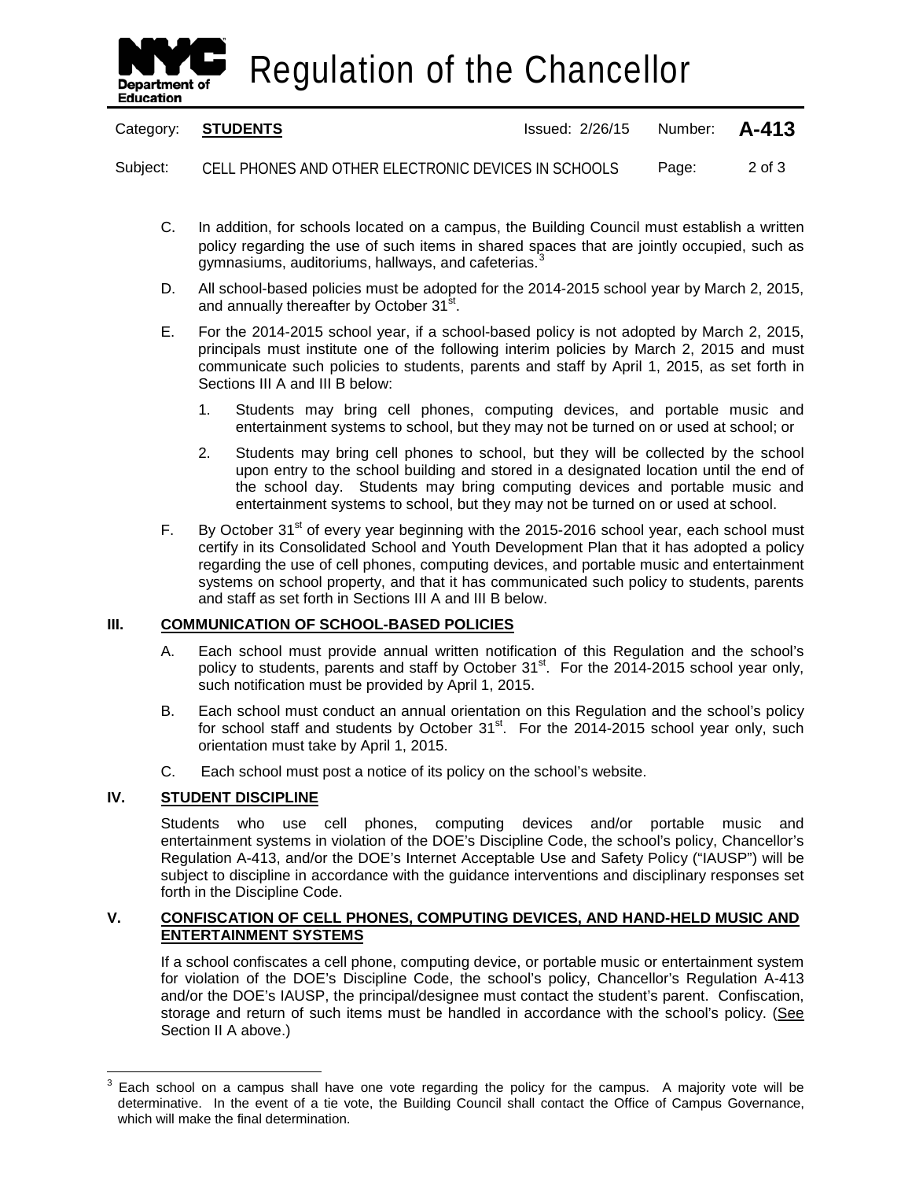C. In addition, for schools located on a campus, the Building Council must establish a written policy regarding the use of such items in shared spaces that are jointly occupied, such as gymnasiums, auditoriums, hallways, and cafeterias.[3]

D. All school-based policies must be adopted for the 2014-2015 school year by March 2, 2015, and annually thereafter by October 31st.

E. For the 2014-2015 school year, if a school-based policy is not adopted by March 2, 2015, principals must institute one of the following interim policies by March 2, 2015 and must communicate such policies to students, parents and staff by April 1, 2015, as set forth in Sections III A and III B below:

1. Students may bring cell phones, computing devices, and portable music and entertainment systems to school, but they may not be turned on or used at school; or

2. Students may bring cell phones to school, but they will be collected by the school upon entry to the school building and stored in a designated location until the end of the school day. Students may bring computing devices and portable music and entertainment systems to school, but they may not be turned on or used at school.

F. By October 31st of every year beginning with the 2015-2016 school year, each school must certify in its Consolidated School and Youth Development Plan that it has adopted a policy regarding the use of cell phones, computing devices, and portable music and entertainment systems on school property, and that it has communicated such policy to students, parents and staff as set forth in Sections III A and III B below.

## III. COMMUNICATION OF SCHOOL-BASED POLICIES

A. Each school must provide annual written notification of this Regulation and the school's policy to students, parents and staff by October 31st. For the 2014-2015 school year only, such notification must be provided by April 1, 2015.

B. Each school must conduct an annual orientation on this Regulation and the school's policy for school staff and students by October 31st. For the 2014-2015 school year only, such orientation must take by April 1, 2015.

C. Each school must post a notice of its policy on the school's website.

## IV. STUDENT DISCIPLINE

Students who use cell phones, computing devices and/or portable music and entertainment systems in violation of the DOE's Discipline Code, the school's policy, Chancellor's Regulation A-413, and/or the DOE's Internet Acceptable Use and Safety Policy ("IAUSP") will be subject to discipline in accordance with the guidance interventions and disciplinary responses set forth in the Discipline Code.

## V. CONFISCATION OF CELL PHONES, COMPUTING DEVICES, AND HAND-HELD MUSIC AND ENTERTAINMENT SYSTEMS

If a school confiscates a cell phone, computing device, or portable music or entertainment system for violation of the DOE's Discipline Code, the school's policy, Chancellor's Regulation A-413 and/or the DOE's IAUSP, the principal/designee must contact the student's parent. Confiscation, storage and return of such items must be handled in accordance with the school's policy. (See Section II A above.)

---

[3] Each school on a campus shall have one vote regarding the policy for the campus. A majority vote will be determinative. In the event of a tie vote, the Building Council shall contact the Office of Campus Governance, which will make the final determination.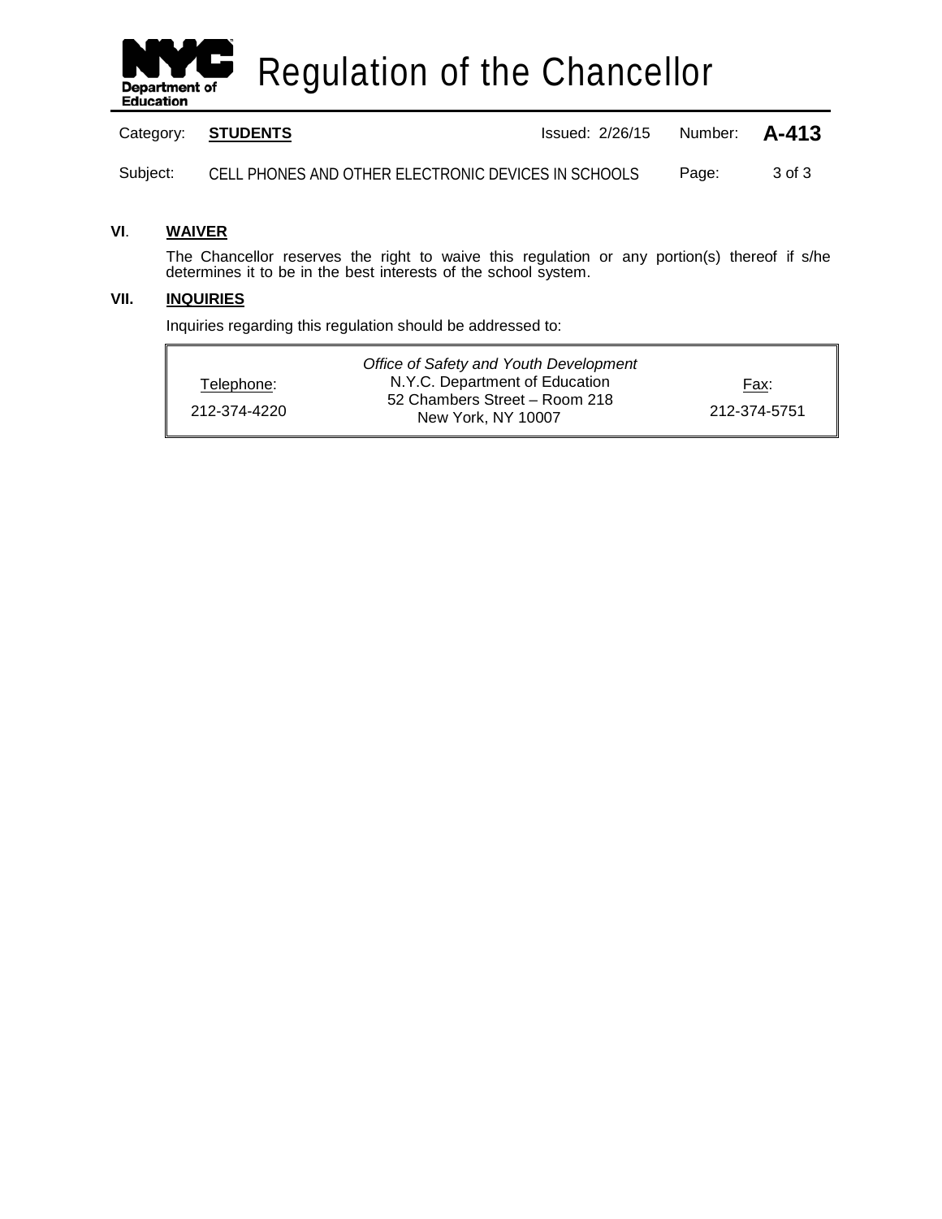## VI. WAIVER

The Chancellor reserves the right to waive this regulation or any portion(s) thereof if s/he determines it to be in the best interests of the school system.

## VII. INQUIRIES

Inquiries regarding this regulation should be addressed to:

| | | |
|---|---|---|
| Telephone:<br>212-374-4220 | *Office of Safety and Youth Development*<br>N.Y.C. Department of Education<br>52 Chambers Street – Room 218<br>New York, NY 10007 | Fax:<br>212-374-5751 |